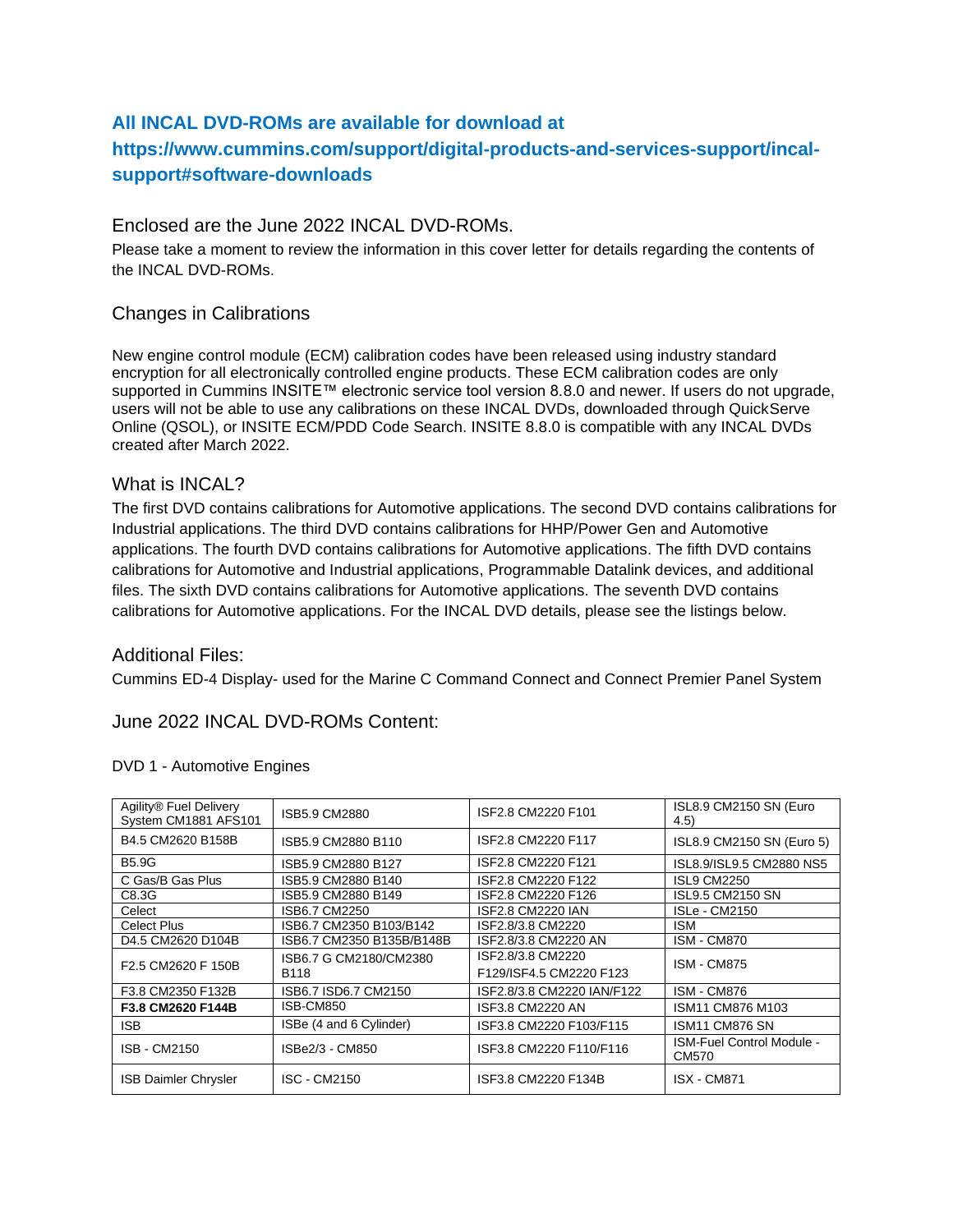## All INCAL DVD-ROMs are available for download at https://www.cummins.com/support/digital-products-and-services-support/incal-support#software-downloads

### Enclosed are the June 2022 INCAL DVD-ROMs.

Please take a moment to review the information in this cover letter for details regarding the contents of the INCAL DVD-ROMs.

### Changes in Calibrations

New engine control module (ECM) calibration codes have been released using industry standard encryption for all electronically controlled engine products. These ECM calibration codes are only supported in Cummins INSITE™ electronic service tool version 8.8.0 and newer. If users do not upgrade, users will not be able to use any calibrations on these INCAL DVDs, downloaded through QuickServe Online (QSOL), or INSITE ECM/PDD Code Search. INSITE 8.8.0 is compatible with any INCAL DVDs created after March 2022.

### What is INCAL?

The first DVD contains calibrations for Automotive applications. The second DVD contains calibrations for Industrial applications. The third DVD contains calibrations for HHP/Power Gen and Automotive applications. The fourth DVD contains calibrations for Automotive applications. The fifth DVD contains calibrations for Automotive and Industrial applications, Programmable Datalink devices, and additional files. The sixth DVD contains calibrations for Automotive applications. The seventh DVD contains calibrations for Automotive applications. For the INCAL DVD details, please see the listings below.

### Additional Files:

Cummins ED-4 Display- used for the Marine C Command Connect and Connect Premier Panel System

### June 2022 INCAL DVD-ROMs Content:

DVD 1 - Automotive Engines

| | | | |
|---|---|---|---|
| Agility® Fuel Delivery System CM1881 AFS101 | ISB5.9 CM2880 | ISF2.8 CM2220 F101 | ISL8.9 CM2150 SN (Euro 4.5) |
| B4.5 CM2620 B158B | ISB5.9 CM2880 B110 | ISF2.8 CM2220 F117 | ISL8.9 CM2150 SN (Euro 5) |
| B5.9G | ISB5.9 CM2880 B127 | ISF2.8 CM2220 F121 | ISL8.9/ISL9.5 CM2880 NS5 |
| C Gas/B Gas Plus | ISB5.9 CM2880 B140 | ISF2.8 CM2220 F122 | ISL9 CM2250 |
| C8.3G | ISB5.9 CM2880 B149 | ISF2.8 CM2220 F126 | ISL9.5 CM2150 SN |
| Celect | ISB6.7 CM2250 | ISF2.8 CM2220 IAN | ISLe - CM2150 |
| Celect Plus | ISB6.7 CM2350 B103/B142 | ISF2.8/3.8 CM2220 | ISM |
| D4.5 CM2620 D104B | ISB6.7 CM2350 B135B/B148B | ISF2.8/3.8 CM2220 AN | ISM - CM870 |
| F2.5 CM2620 F 150B | ISB6.7 G CM2180/CM2380 B118 | ISF2.8/3.8 CM2220 F129/ISF4.5 CM2220 F123 | ISM - CM875 |
| F3.8 CM2350 F132B | ISB6.7 ISD6.7 CM2150 | ISF2.8/3.8 CM2220 IAN/F122 | ISM - CM876 |
| **F3.8 CM2620 F144B** | ISB-CM850 | ISF3.8 CM2220 AN | ISM11 CM876 M103 |
| ISB | ISBe (4 and 6 Cylinder) | ISF3.8 CM2220 F103/F115 | ISM11 CM876 SN |
| ISB - CM2150 | ISBe2/3 - CM850 | ISF3.8 CM2220 F110/F116 | ISM-Fuel Control Module - CM570 |
| ISB Daimler Chrysler | ISC - CM2150 | ISF3.8 CM2220 F134B | ISX - CM871 |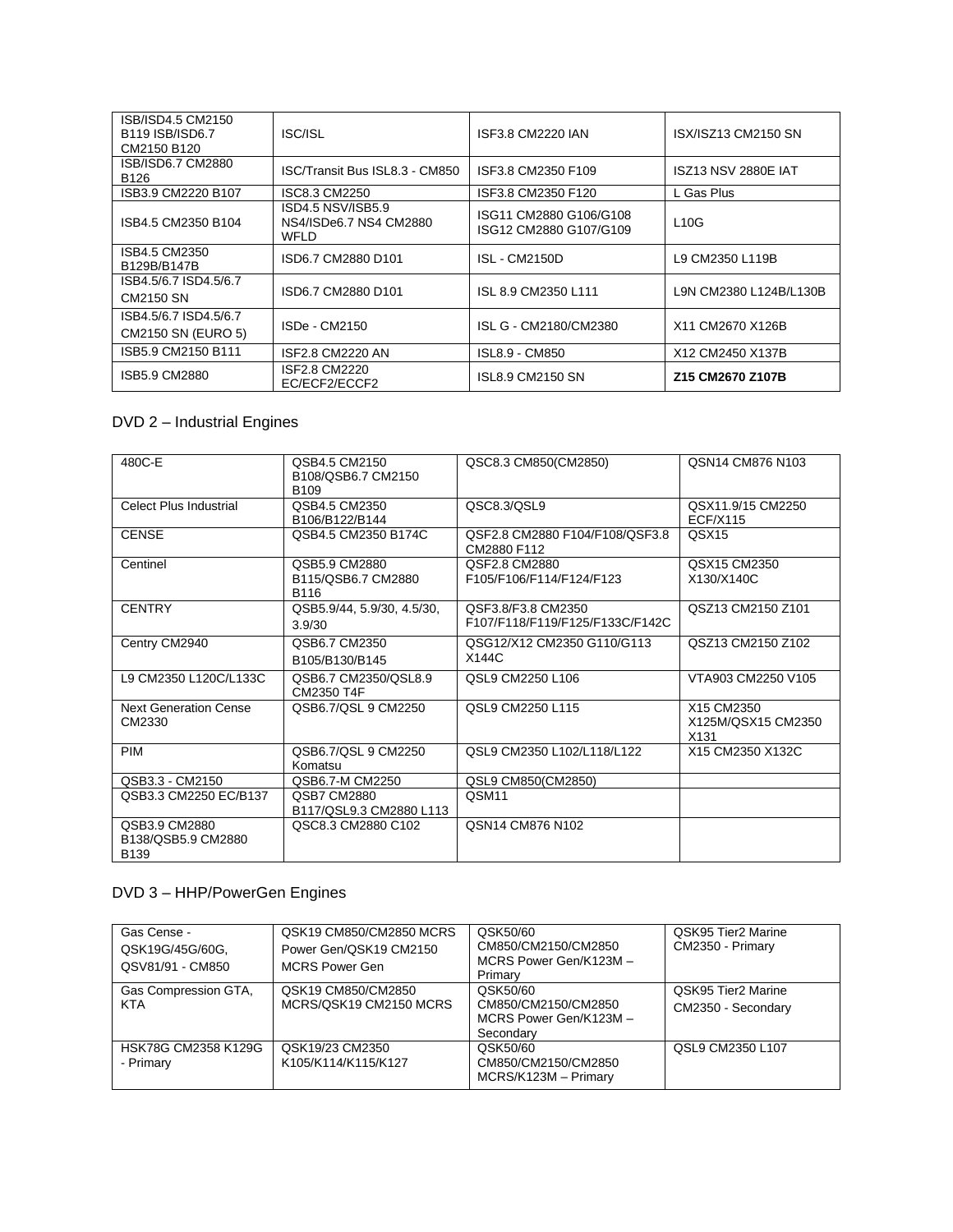| ISB/ISD4.5 CM2150 B119 ISB/ISD6.7 CM2150 B120 | ISC/ISL | ISF3.8 CM2220 IAN | ISX/ISZ13 CM2150 SN |
|---|---|---|---|
| ISB/ISD6.7 CM2880 B126 | ISC/Transit Bus ISL8.3 - CM850 | ISF3.8 CM2350 F109 | ISZ13 NSV 2880E IAT |
| ISB3.9 CM2220 B107 | ISC8.3 CM2250 | ISF3.8 CM2350 F120 | L Gas Plus |
| ISB4.5 CM2350 B104 | ISD4.5 NSV/ISB5.9 NS4/ISDe6.7 NS4 CM2880 WFLD | ISG11 CM2880 G106/G108 ISG12 CM2880 G107/G109 | L10G |
| ISB4.5 CM2350 B129B/B147B | ISD6.7 CM2880 D101 | ISL - CM2150D | L9 CM2350 L119B |
| ISB4.5/6.7 ISD4.5/6.7 CM2150 SN | ISD6.7 CM2880 D101 | ISL 8.9 CM2350 L111 | L9N CM2380 L124B/L130B |
| ISB4.5/6.7 ISD4.5/6.7 CM2150 SN (EURO 5) | ISDe - CM2150 | ISL G - CM2180/CM2380 | X11 CM2670 X126B |
| ISB5.9 CM2150 B111 | ISF2.8 CM2220 AN | ISL8.9 - CM850 | X12 CM2450 X137B |
| ISB5.9 CM2880 | ISF2.8 CM2220 EC/ECF2/ECCF2 | ISL8.9 CM2150 SN | **Z15 CM2670 Z107B** |

## DVD 2 – Industrial Engines

| 480C-E | QSB4.5 CM2150 B108/QSB6.7 CM2150 B109 | QSC8.3 CM850(CM2850) | QSN14 CM876 N103 |
|---|---|---|---|
| Celect Plus Industrial | QSB4.5 CM2350 B106/B122/B144 | QSC8.3/QSL9 | QSX11.9/15 CM2250 ECF/X115 |
| CENSE | QSB4.5 CM2350 B174C | QSF2.8 CM2880 F104/F108/QSF3.8 CM2880 F112 | QSX15 |
| Centinel | QSB5.9 CM2880 B115/QSB6.7 CM2880 B116 | QSF2.8 CM2880 F105/F106/F114/F124/F123 | QSX15 CM2350 X130/X140C |
| CENTRY | QSB5.9/44, 5.9/30, 4.5/30, 3.9/30 | QSF3.8/F3.8 CM2350 F107/F118/F119/F125/F133C/F142C | QSZ13 CM2150 Z101 |
| Centry CM2940 | QSB6.7 CM2350 B105/B130/B145 | QSG12/X12 CM2350 G110/G113 X144C | QSZ13 CM2150 Z102 |
| L9 CM2350 L120C/L133C | QSB6.7 CM2350/QSL8.9 CM2350 T4F | QSL9 CM2250 L106 | VTA903 CM2250 V105 |
| Next Generation Cense CM2330 | QSB6.7/QSL 9 CM2250 | QSL9 CM2250 L115 | X15 CM2350 X125M/QSX15 CM2350 X131 |
| PIM | QSB6.7/QSL 9 CM2250 Komatsu | QSL9 CM2350 L102/L118/L122 | X15 CM2350 X132C |
| QSB3.3 - CM2150 | QSB6.7-M CM2250 | QSL9 CM850(CM2850) | |
| QSB3.3 CM2250 EC/B137 | QSB7 CM2880 B117/QSL9.3 CM2880 L113 | QSM11 | |
| QSB3.9 CM2880 B138/QSB5.9 CM2880 B139 | QSC8.3 CM2880 C102 | QSN14 CM876 N102 | |

## DVD 3 – HHP/PowerGen Engines

| Gas Cense - QSK19G/45G/60G, QSV81/91 - CM850 | QSK19 CM850/CM2850 MCRS Power Gen/QSK19 CM2150 MCRS Power Gen | QSK50/60 CM850/CM2150/CM2850 MCRS Power Gen/K123M – Primary | QSK95 Tier2 Marine CM2350 - Primary |
|---|---|---|---|
| Gas Compression GTA, KTA | QSK19 CM850/CM2850 MCRS/QSK19 CM2150 MCRS | QSK50/60 CM850/CM2150/CM2850 MCRS Power Gen/K123M – Secondary | QSK95 Tier2 Marine CM2350 - Secondary |
| HSK78G CM2358 K129G - Primary | QSK19/23 CM2350 K105/K114/K115/K127 | QSK50/60 CM850/CM2150/CM2850 MCRS/K123M – Primary | QSL9 CM2350 L107 |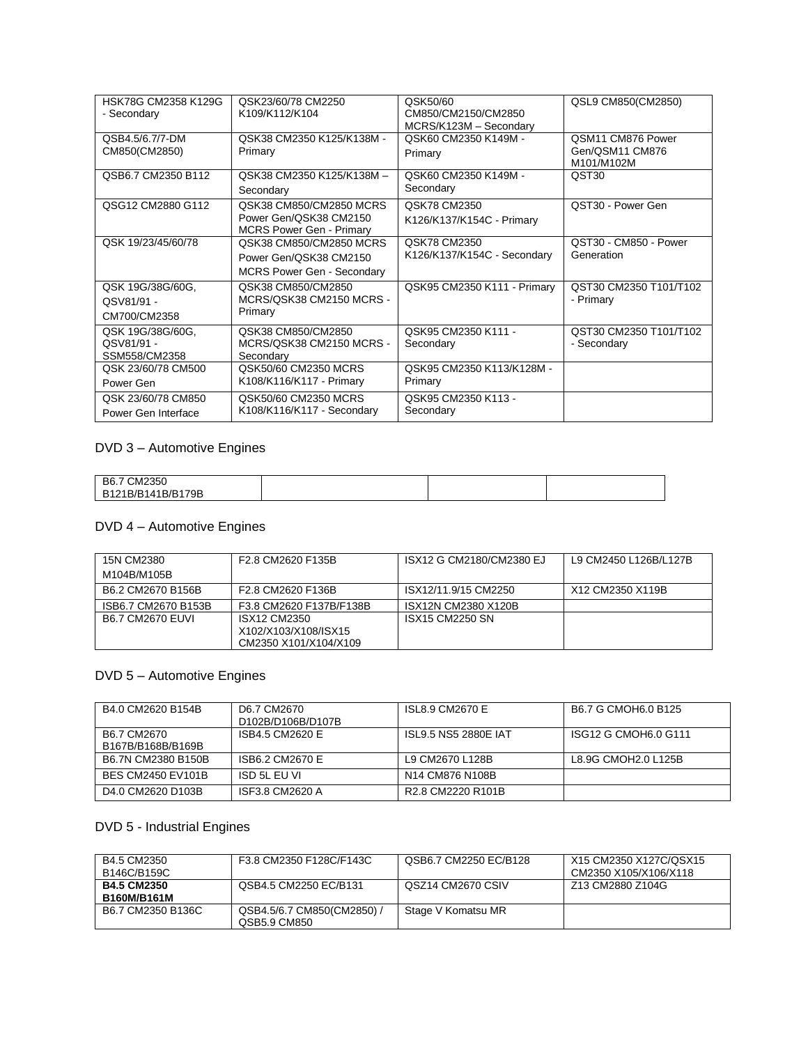| HSK78G CM2358 K129G - Secondary | QSK23/60/78 CM2250 K109/K112/K104 | QSK50/60 CM850/CM2150/CM2850 MCRS/K123M – Secondary | QSL9 CM850(CM2850) |
|---|---|---|---|
| QSB4.5/6.7/7-DM CM850(CM2850) | QSK38 CM2350 K125/K138M - Primary | QSK60 CM2350 K149M - Primary | QSM11 CM876 Power Gen/QSM11 CM876 M101/M102M |
| QSB6.7 CM2350 B112 | QSK38 CM2350 K125/K138M – Secondary | QSK60 CM2350 K149M - Secondary | QST30 |
| QSG12 CM2880 G112 | QSK38 CM850/CM2850 MCRS Power Gen/QSK38 CM2150 MCRS Power Gen - Primary | QSK78 CM2350 K126/K137/K154C - Primary | QST30 - Power Gen |
| QSK 19/23/45/60/78 | QSK38 CM850/CM2850 MCRS Power Gen/QSK38 CM2150 MCRS Power Gen - Secondary | QSK78 CM2350 K126/K137/K154C - Secondary | QST30 - CM850 - Power Generation |
| QSK 19G/38G/60G, QSV81/91 - CM700/CM2358 | QSK38 CM850/CM2850 MCRS/QSK38 CM2150 MCRS - Primary | QSK95 CM2350 K111 - Primary | QST30 CM2350 T101/T102 - Primary |
| QSK 19G/38G/60G, QSV81/91 - SSM558/CM2358 | QSK38 CM850/CM2850 MCRS/QSK38 CM2150 MCRS - Secondary | QSK95 CM2350 K111 - Secondary | QST30 CM2350 T101/T102 - Secondary |
| QSK 23/60/78 CM500 Power Gen | QSK50/60 CM2350 MCRS K108/K116/K117 - Primary | QSK95 CM2350 K113/K128M - Primary | |
| QSK 23/60/78 CM850 Power Gen Interface | QSK50/60 CM2350 MCRS K108/K116/K117 - Secondary | QSK95 CM2350 K113 - Secondary | |

## DVD 3 – Automotive Engines

| B6.7 CM2350 B121B/B141B/B179B | | | |
|---|---|---|---|

## DVD 4 – Automotive Engines

| 15N CM2380 M104B/M105B | F2.8 CM2620 F135B | ISX12 G CM2180/CM2380 EJ | L9 CM2450 L126B/L127B |
|---|---|---|---|
| B6.2 CM2670 B156B | F2.8 CM2620 F136B | ISX12/11.9/15 CM2250 | X12 CM2350 X119B |
| ISB6.7 CM2670 B153B | F3.8 CM2620 F137B/F138B | ISX12N CM2380 X120B | |
| B6.7 CM2670 EUVI | ISX12 CM2350 X102/X103/X108/ISX15 CM2350 X101/X104/X109 | ISX15 CM2250 SN | |

## DVD 5 – Automotive Engines

| B4.0 CM2620 B154B | D6.7 CM2670 D102B/D106B/D107B | ISL8.9 CM2670 E | B6.7 G CMOH6.0 B125 |
|---|---|---|---|
| B6.7 CM2670 B167B/B168B/B169B | ISB4.5 CM2620 E | ISL9.5 NS5 2880E IAT | ISG12 G CMOH6.0 G111 |
| B6.7N CM2380 B150B | ISB6.2 CM2670 E | L9 CM2670 L128B | L8.9G CMOH2.0 L125B |
| BES CM2450 EV101B | ISD 5L EU VI | N14 CM876 N108B | |
| D4.0 CM2620 D103B | ISF3.8 CM2620 A | R2.8 CM2220 R101B | |

## DVD 5 - Industrial Engines

| B4.5 CM2350 B146C/B159C | F3.8 CM2350 F128C/F143C | QSB6.7 CM2250 EC/B128 | X15 CM2350 X127C/QSX15 CM2350 X105/X106/X118 |
|---|---|---|---|
| **B4.5 CM2350 B160M/B161M** | QSB4.5 CM2250 EC/B131 | QSZ14 CM2670 CSIV | Z13 CM2880 Z104G |
| B6.7 CM2350 B136C | QSB4.5/6.7 CM850(CM2850) / QSB5.9 CM850 | Stage V Komatsu MR | |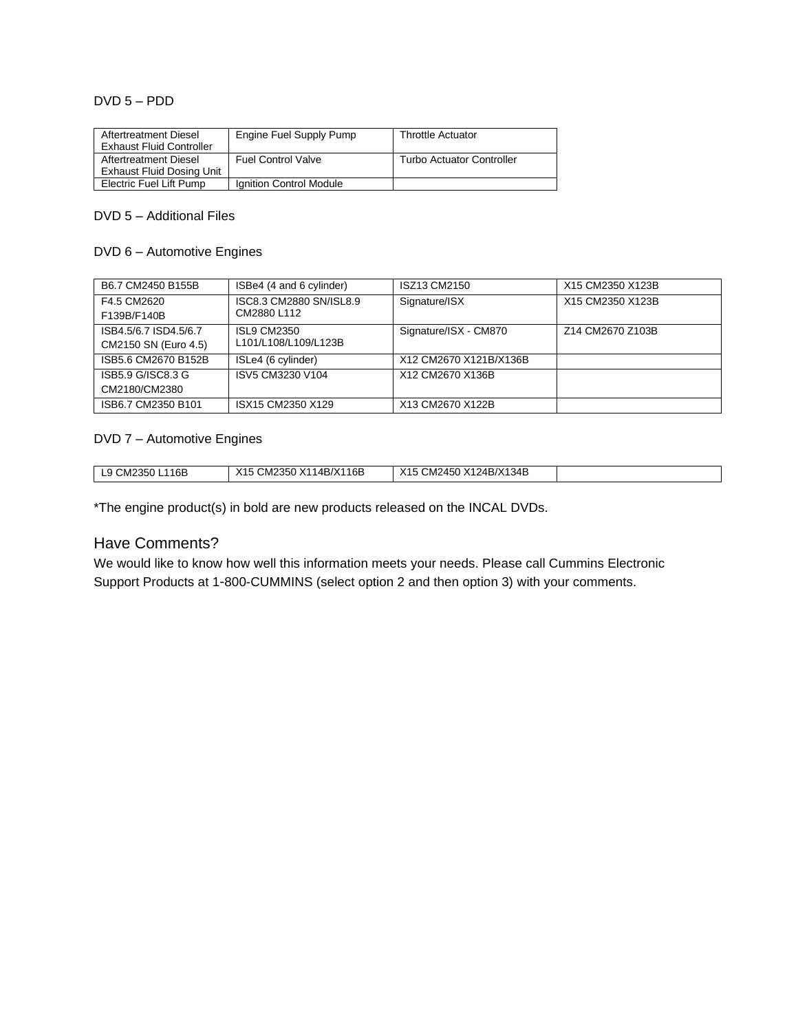DVD 5 – PDD

| | | |
|---|---|---|
| Aftertreatment Diesel Exhaust Fluid Controller | Engine Fuel Supply Pump | Throttle Actuator |
| Aftertreatment Diesel Exhaust Fluid Dosing Unit | Fuel Control Valve | Turbo Actuator Controller |
| Electric Fuel Lift Pump | Ignition Control Module | |

DVD 5 – Additional Files

DVD 6 – Automotive Engines

| | | | |
|---|---|---|---|
| B6.7 CM2450 B155B | ISBe4 (4 and 6 cylinder) | ISZ13 CM2150 | X15 CM2350 X123B |
| F4.5 CM2620 F139B/F140B | ISC8.3 CM2880 SN/ISL8.9 CM2880 L112 | Signature/ISX | X15 CM2350 X123B |
| ISB4.5/6.7 ISD4.5/6.7 CM2150 SN (Euro 4.5) | ISL9 CM2350 L101/L108/L109/L123B | Signature/ISX - CM870 | Z14 CM2670 Z103B |
| ISB5.6 CM2670 B152B | ISLe4 (6 cylinder) | X12 CM2670 X121B/X136B | |
| ISB5.9 G/ISC8.3 G CM2180/CM2380 | ISV5 CM3230 V104 | X12 CM2670 X136B | |
| ISB6.7 CM2350 B101 | ISX15 CM2350 X129 | X13 CM2670 X122B | |

DVD 7 – Automotive Engines

| | | | |
|---|---|---|---|
| L9 CM2350 L116B | X15 CM2350 X114B/X116B | X15 CM2450 X124B/X134B | |

*The engine product(s) in bold are new products released on the INCAL DVDs.

## Have Comments?

We would like to know how well this information meets your needs. Please call Cummins Electronic Support Products at 1-800-CUMMINS (select option 2 and then option 3) with your comments.